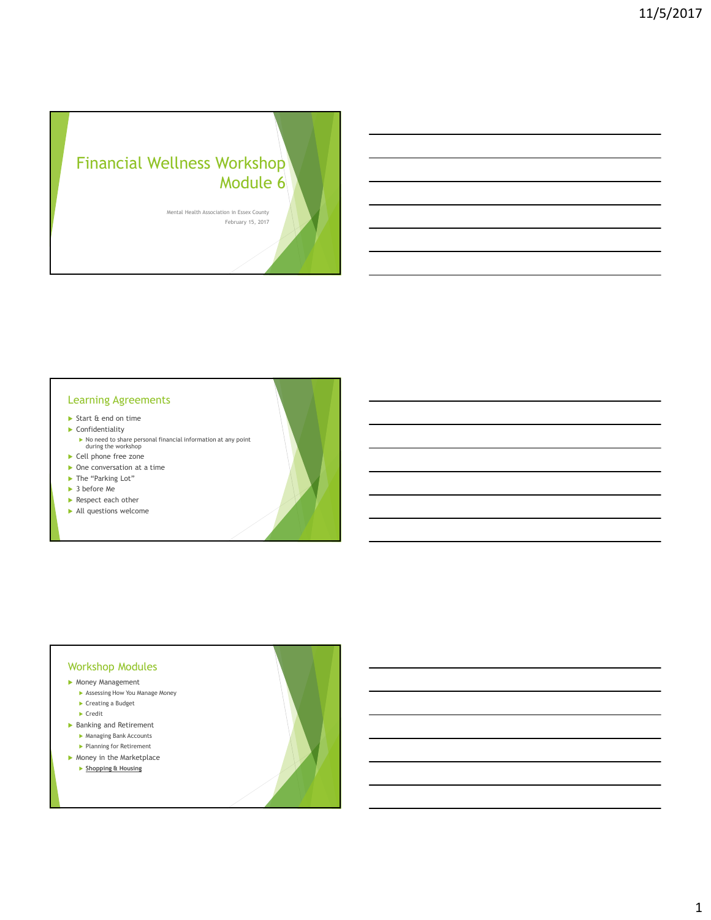# Financial Wellness Workshop Module 6

Mental Health Association in Essex County

February 15, 2017

## Learning Agreements

- Start & end on time
- Confidentiality
  - No need to share personal financial information at any point during the workshop
- Cell phone free zone
- One conversation at a time
- The "Parking Lot"
- 3 before Me
- Respect each other
- All questions welcome

## Workshop Modules

- Money Management
  - Assessing How You Manage Money
  - Creating a Budget
  - Credit
- Banking and Retirement
  - Managing Bank Accounts
  - Planning for Retirement
- Money in the Marketplace
  - **Shopping & Housing**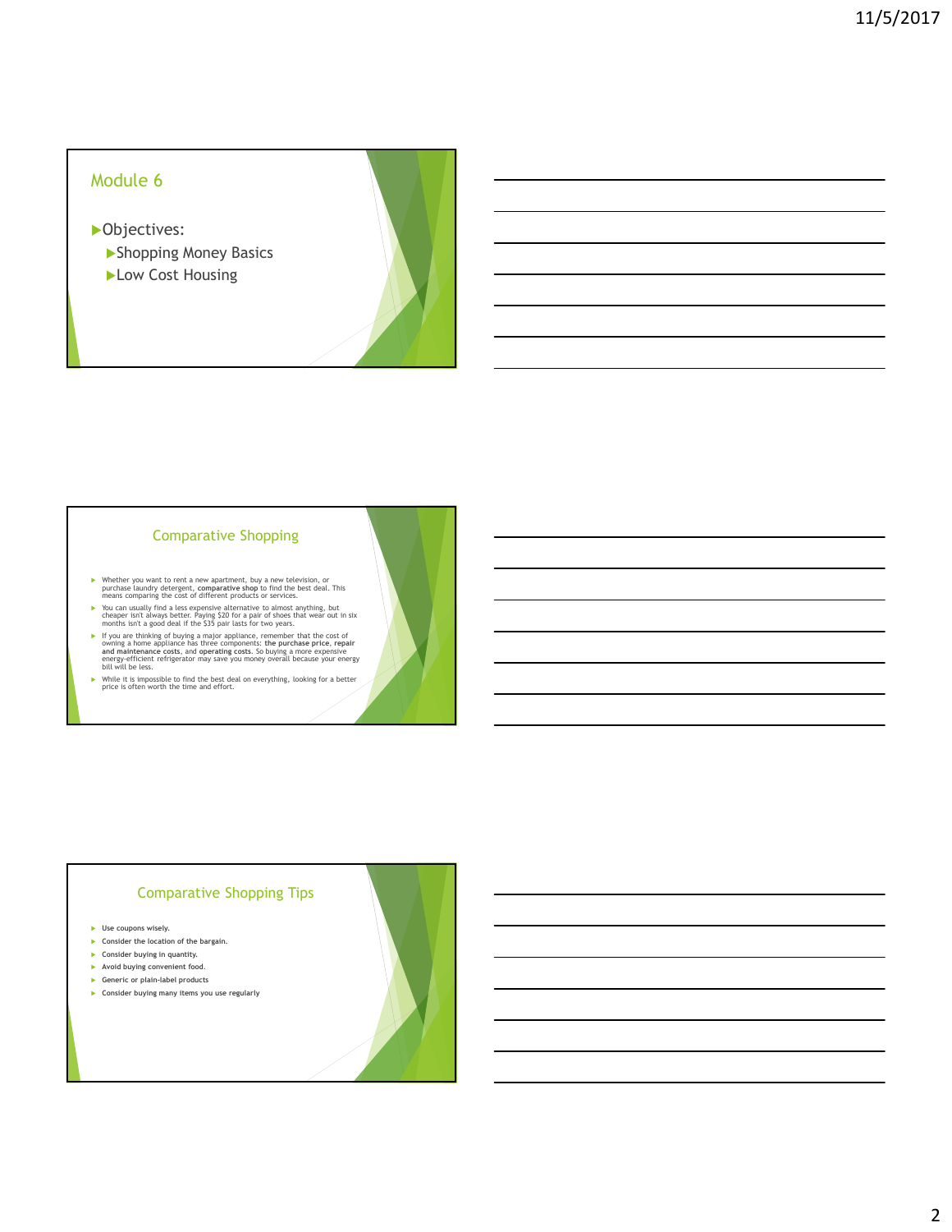## Module 6

- Objectives:
  - Shopping Money Basics
  - Low Cost Housing

## Comparative Shopping

- Whether you want to rent a new apartment, buy a new television, or purchase laundry detergent, **comparative shop** to find the best deal. This means comparing the cost of different products or services.
- You can usually find a less expensive alternative to almost anything, but cheaper isn't always better. Paying $20 for a pair of shoes that wear out in six months isn't a good deal if the $35 pair lasts for two years.
- If you are thinking of buying a major appliance, remember that the cost of owning a home appliance has three components: **the purchase price**, **repair and maintenance costs**, and **operating costs**. So buying a more expensive energy-efficient refrigerator may save you money overall because your energy bill will be less.
- While it is impossible to find the best deal on everything, looking for a better price is often worth the time and effort.

## Comparative Shopping Tips

- Use coupons wisely.
- Consider the location of the bargain.
- Consider buying in quantity.
- Avoid buying convenient food.
- Generic or plain-label products
- Consider buying many items you use regularly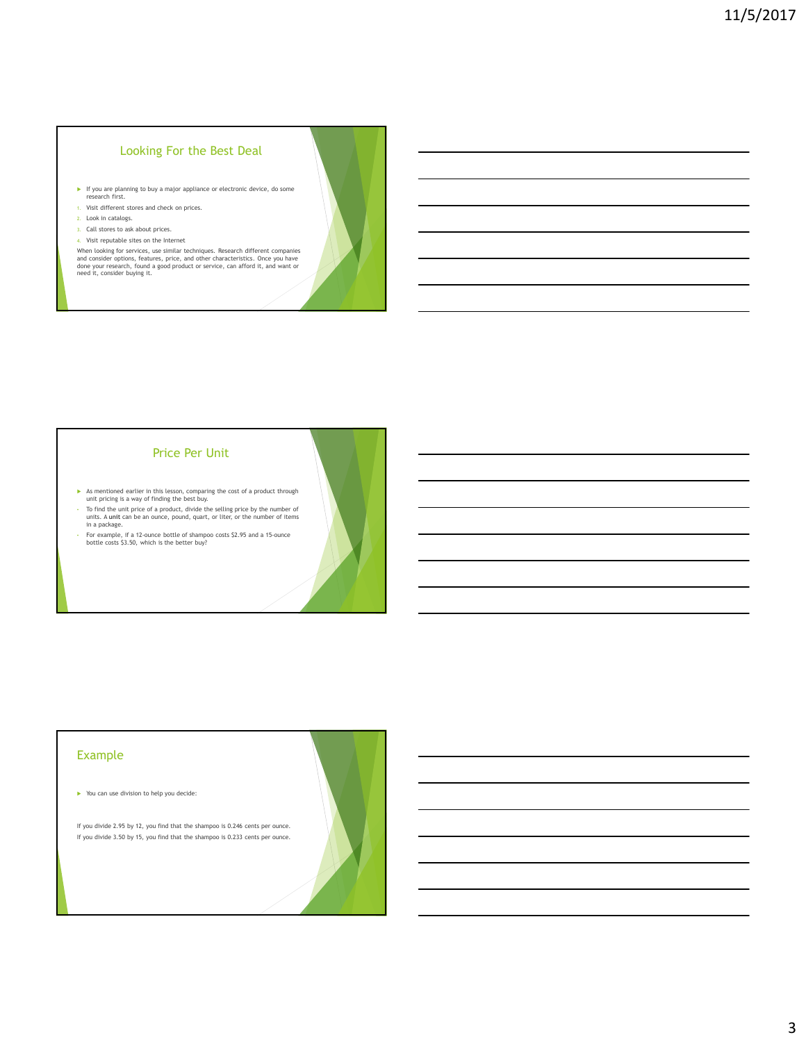## Looking For the Best Deal

- If you are planning to buy a major appliance or electronic device, do some research first.

1. Visit different stores and check on prices.
2. Look in catalogs.
3. Call stores to ask about prices.
4. Visit reputable sites on the Internet

When looking for services, use similar techniques. Research different companies and consider options, features, price, and other characteristics. Once you have done your research, found a good product or service, can afford it, and want or need it, consider buying it.

## Price Per Unit

- As mentioned earlier in this lesson, comparing the cost of a product through unit pricing is a way of finding the best buy.
  - To find the unit price of a product, divide the selling price by the number of units. A **unit** can be an ounce, pound, quart, or liter, or the number of items in a package.
  - For example, if a 12-ounce bottle of shampoo costs $2.95 and a 15-ounce bottle costs $3.50, which is the better buy?

## Example

- You can use division to help you decide:

If you divide 2.95 by 12, you find that the shampoo is 0.246 cents per ounce.

If you divide 3.50 by 15, you find that the shampoo is 0.233 cents per ounce.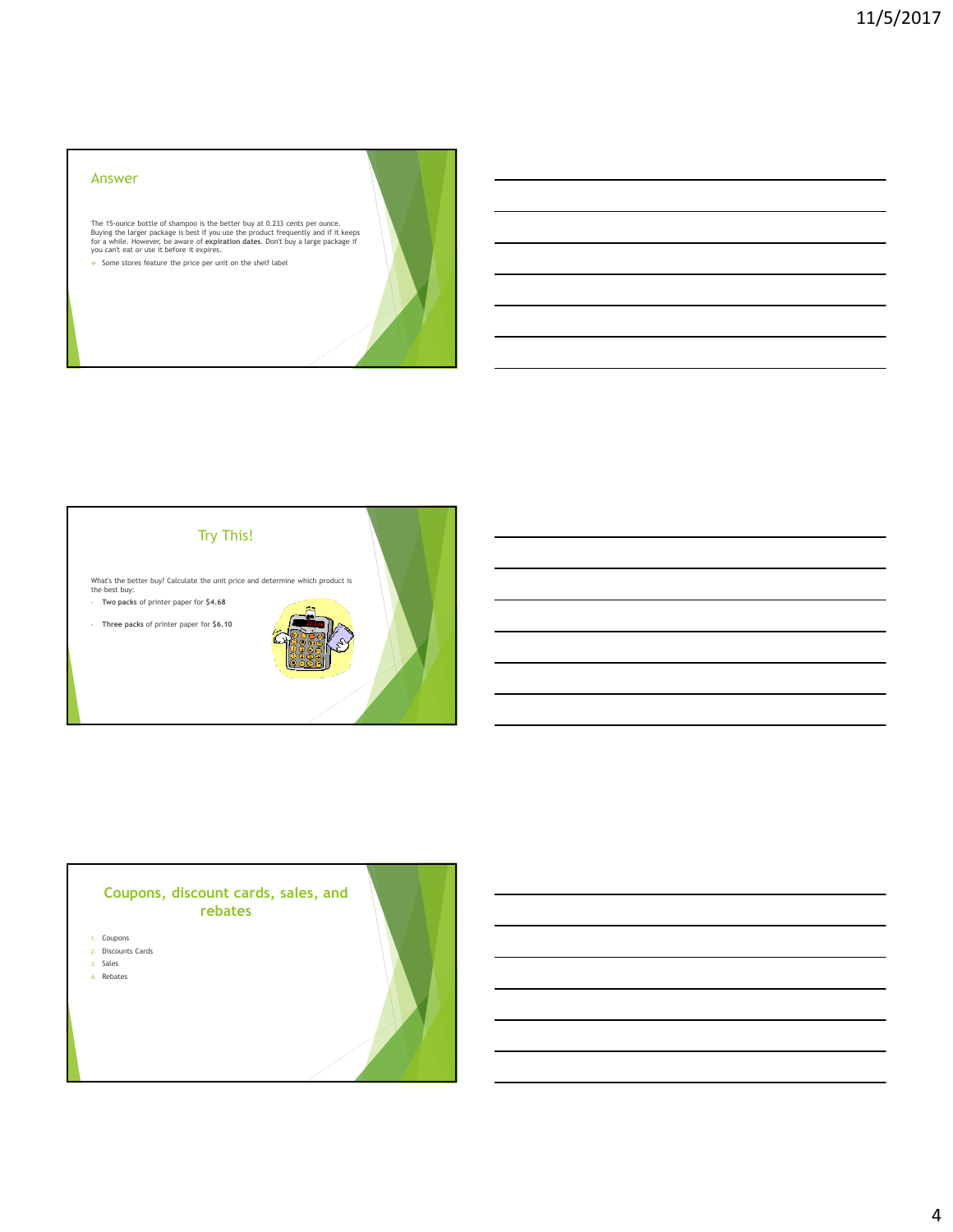## Answer

The 15-ounce bottle of shampoo is the better buy at 0.233 cents per ounce. Buying the larger package is best if you use the product frequently and if it keeps for a while. However, be aware of **expiration dates**. Don't buy a large package if you can't eat or use it before it expires.

- Some stores feature the price per unit on the shelf label

## Try This!

What's the better buy? Calculate the unit price and determine which product is the best buy:

- **Two packs** of printer paper for **$4.68**
- **Three packs** of printer paper for **$6.10**

## Coupons, discount cards, sales, and rebates

1. Coupons
2. Discounts Cards
3. Sales
4. Rebates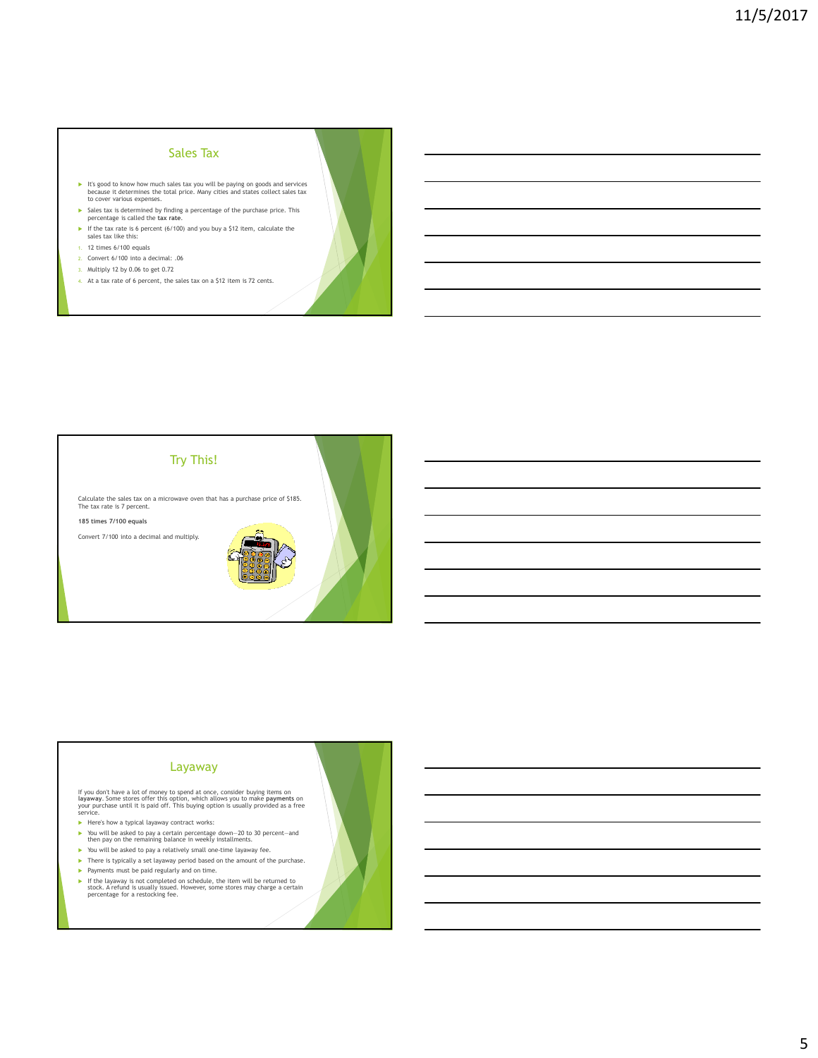## Sales Tax

- It's good to know how much sales tax you will be paying on goods and services because it determines the total price. Many cities and states collect sales tax to cover various expenses.
- Sales tax is determined by finding a percentage of the purchase price. This percentage is called the **tax rate**.
- If the tax rate is 6 percent (6/100) and you buy a $12 item, calculate the sales tax like this:

1. 12 times 6/100 equals
2. Convert 6/100 into a decimal: .06
3. Multiply 12 by 0.06 to get 0.72
4. At a tax rate of 6 percent, the sales tax on a $12 item is 72 cents.

## Try This!

Calculate the sales tax on a microwave oven that has a purchase price of $185. The tax rate is 7 percent.

**185 times 7/100 equals**

Convert 7/100 into a decimal and multiply.

## Layaway

If you don't have a lot of money to spend at once, consider buying items on **layaway**. Some stores offer this option, which allows you to make **payments** on your purchase until it is paid off. This buying option is usually provided as a free service.

- Here's how a typical layaway contract works:
- You will be asked to pay a certain percentage down—20 to 30 percent—and then pay on the remaining balance in weekly installments.
- You will be asked to pay a relatively small one-time layaway fee.
- There is typically a set layaway period based on the amount of the purchase.
- Payments must be paid regularly and on time.
- If the layaway is not completed on schedule, the item will be returned to stock. A refund is usually issued. However, some stores may charge a certain percentage for a restocking fee.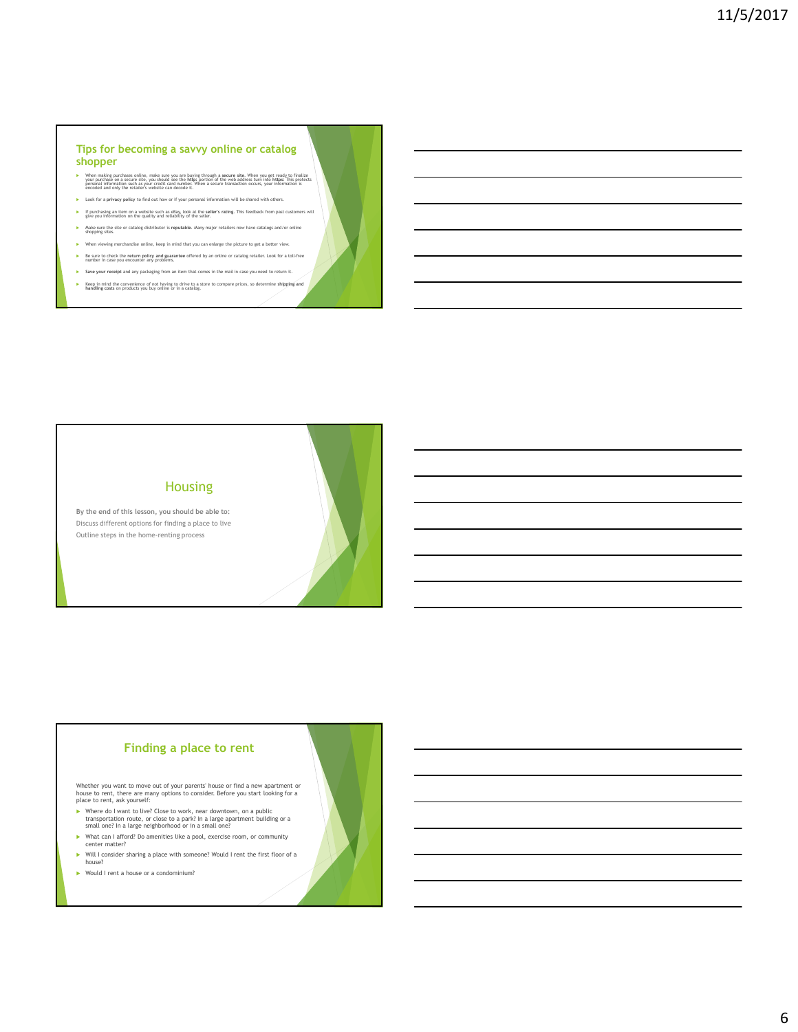## Tips for becoming a savvy online or catalog shopper

- When making purchases online, make sure you are buying through a **secure site**. When you get ready to finalize your purchase on a secure site, you should see the **http:** portion of the web address turn into **https:** This protects personal information such as your credit card number. When a secure transaction occurs, your information is encoded and only the retailer's website can decode it.
- Look for a **privacy policy** to find out how or if your personal information will be shared with others.
- If purchasing an item on a website such as eBay, look at the **seller's rating**. This feedback from past customers will give you information on the quality and reliability of the seller.
- Make sure the site or catalog distributor is **reputable**. Many major retailers now have catalogs and/or online shopping sites.
- When viewing merchandise online, keep in mind that you can enlarge the picture to get a better view.
- Be sure to check the **return policy and guarantee** offered by an online or catalog retailer. Look for a toll-free number in case you encounter any problems.
- **Save your receipt** and any packaging from an item that comes in the mail in case you need to return it.
- Keep in mind the convenience of not having to drive to a store to compare prices, so determine **shipping and handling costs** on products you buy online or in a catalog.

## Housing

**By the end of this lesson, you should be able to:**

Discuss different options for finding a place to live

Outline steps in the home-renting process

## Finding a place to rent

Whether you want to move out of your parents' house or find a new apartment or house to rent, there are many options to consider. Before you start looking for a place to rent, ask yourself:

- Where do I want to live? Close to work, near downtown, on a public transportation route, or close to a park? In a large apartment building or a small one? In a large neighborhood or in a small one?
- What can I afford? Do amenities like a pool, exercise room, or community center matter?
- Will I consider sharing a place with someone? Would I rent the first floor of a house?
- Would I rent a house or a condominium?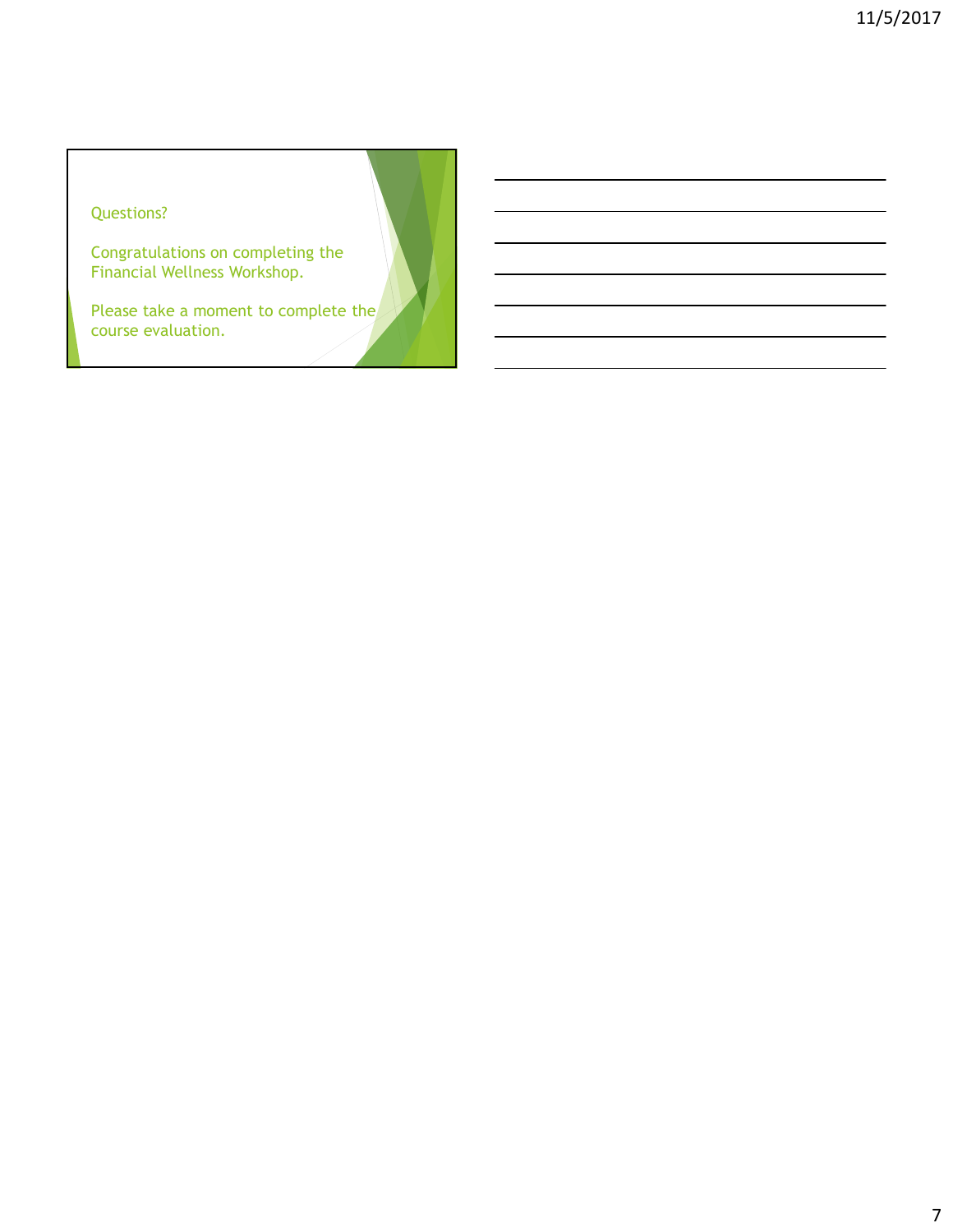Questions?

Congratulations on completing the Financial Wellness Workshop.

Please take a moment to complete the course evaluation.